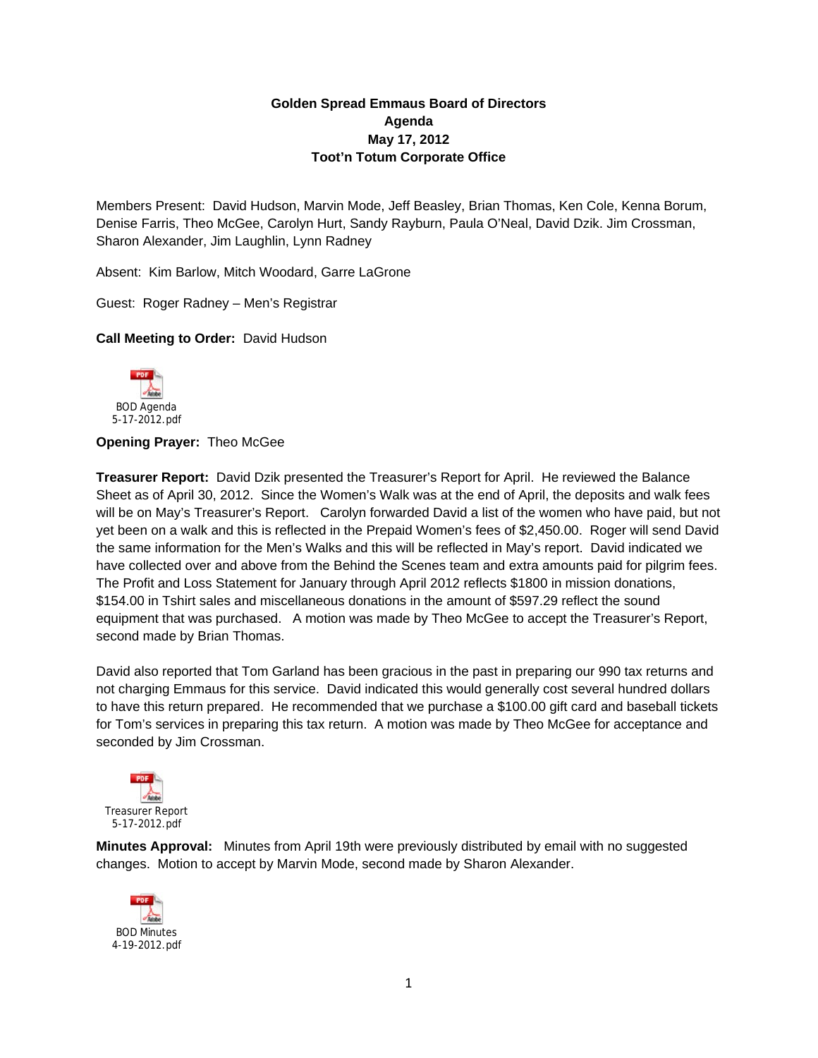**Golden Spread Emmaus Board of Directors**
**Agenda**
**May 17, 2012**
**Toot'n Totum Corporate Office**

Members Present: David Hudson, Marvin Mode, Jeff Beasley, Brian Thomas, Ken Cole, Kenna Borum, Denise Farris, Theo McGee, Carolyn Hurt, Sandy Rayburn, Paula O'Neal, David Dzik. Jim Crossman, Sharon Alexander, Jim Laughlin, Lynn Radney

Absent: Kim Barlow, Mitch Woodard, Garre LaGrone

Guest: Roger Radney – Men's Registrar

**Call Meeting to Order:** David Hudson

BOD Agenda 5-17-2012.pdf

**Opening Prayer:** Theo McGee

**Treasurer Report:** David Dzik presented the Treasurer's Report for April. He reviewed the Balance Sheet as of April 30, 2012. Since the Women's Walk was at the end of April, the deposits and walk fees will be on May's Treasurer's Report. Carolyn forwarded David a list of the women who have paid, but not yet been on a walk and this is reflected in the Prepaid Women's fees of $2,450.00. Roger will send David the same information for the Men's Walks and this will be reflected in May's report. David indicated we have collected over and above from the Behind the Scenes team and extra amounts paid for pilgrim fees. The Profit and Loss Statement for January through April 2012 reflects $1800 in mission donations, $154.00 in Tshirt sales and miscellaneous donations in the amount of $597.29 reflect the sound equipment that was purchased. A motion was made by Theo McGee to accept the Treasurer's Report, second made by Brian Thomas.

David also reported that Tom Garland has been gracious in the past in preparing our 990 tax returns and not charging Emmaus for this service. David indicated this would generally cost several hundred dollars to have this return prepared. He recommended that we purchase a $100.00 gift card and baseball tickets for Tom's services in preparing this tax return. A motion was made by Theo McGee for acceptance and seconded by Jim Crossman.

Treasurer Report 5-17-2012.pdf

**Minutes Approval:** Minutes from April 19th were previously distributed by email with no suggested changes. Motion to accept by Marvin Mode, second made by Sharon Alexander.

BOD Minutes 4-19-2012.pdf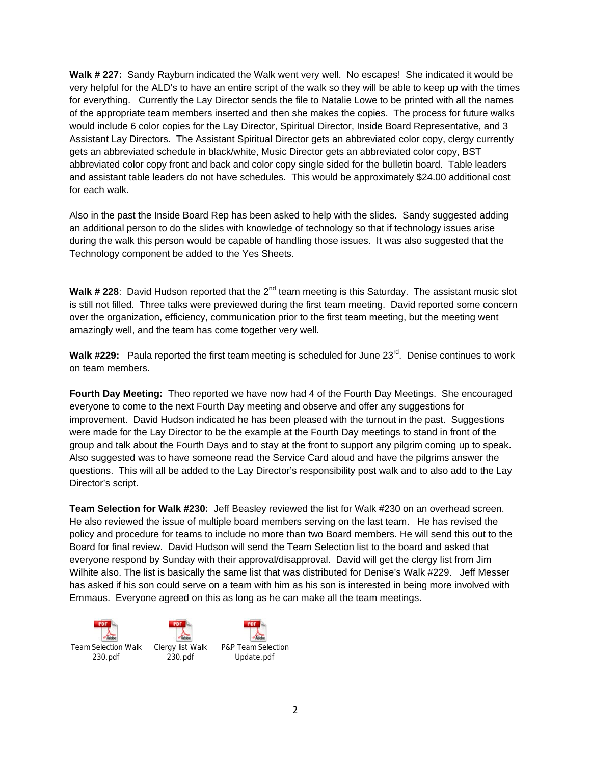**Walk # 227:** Sandy Rayburn indicated the Walk went very well. No escapes! She indicated it would be very helpful for the ALD's to have an entire script of the walk so they will be able to keep up with the times for everything. Currently the Lay Director sends the file to Natalie Lowe to be printed with all the names of the appropriate team members inserted and then she makes the copies. The process for future walks would include 6 color copies for the Lay Director, Spiritual Director, Inside Board Representative, and 3 Assistant Lay Directors. The Assistant Spiritual Director gets an abbreviated color copy, clergy currently gets an abbreviated schedule in black/white, Music Director gets an abbreviated color copy, BST abbreviated color copy front and back and color copy single sided for the bulletin board. Table leaders and assistant table leaders do not have schedules. This would be approximately $24.00 additional cost for each walk.

Also in the past the Inside Board Rep has been asked to help with the slides. Sandy suggested adding an additional person to do the slides with knowledge of technology so that if technology issues arise during the walk this person would be capable of handling those issues. It was also suggested that the Technology component be added to the Yes Sheets.

**Walk # 228**: David Hudson reported that the 2nd team meeting is this Saturday. The assistant music slot is still not filled. Three talks were previewed during the first team meeting. David reported some concern over the organization, efficiency, communication prior to the first team meeting, but the meeting went amazingly well, and the team has come together very well.

**Walk #229:** Paula reported the first team meeting is scheduled for June 23rd. Denise continues to work on team members.

**Fourth Day Meeting:** Theo reported we have now had 4 of the Fourth Day Meetings. She encouraged everyone to come to the next Fourth Day meeting and observe and offer any suggestions for improvement. David Hudson indicated he has been pleased with the turnout in the past. Suggestions were made for the Lay Director to be the example at the Fourth Day meetings to stand in front of the group and talk about the Fourth Days and to stay at the front to support any pilgrim coming up to speak. Also suggested was to have someone read the Service Card aloud and have the pilgrims answer the questions. This will all be added to the Lay Director's responsibility post walk and to also add to the Lay Director's script.

**Team Selection for Walk #230:** Jeff Beasley reviewed the list for Walk #230 on an overhead screen. He also reviewed the issue of multiple board members serving on the last team. He has revised the policy and procedure for teams to include no more than two Board members. He will send this out to the Board for final review. David Hudson will send the Team Selection list to the board and asked that everyone respond by Sunday with their approval/disapproval. David will get the clergy list from Jim Wilhite also. The list is basically the same list that was distributed for Denise's Walk #229. Jeff Messer has asked if his son could serve on a team with him as his son is interested in being more involved with Emmaus. Everyone agreed on this as long as he can make all the team meetings.

Team Selection Walk 230.pdf

Clergy list Walk 230.pdf

P&P Team Selection Update.pdf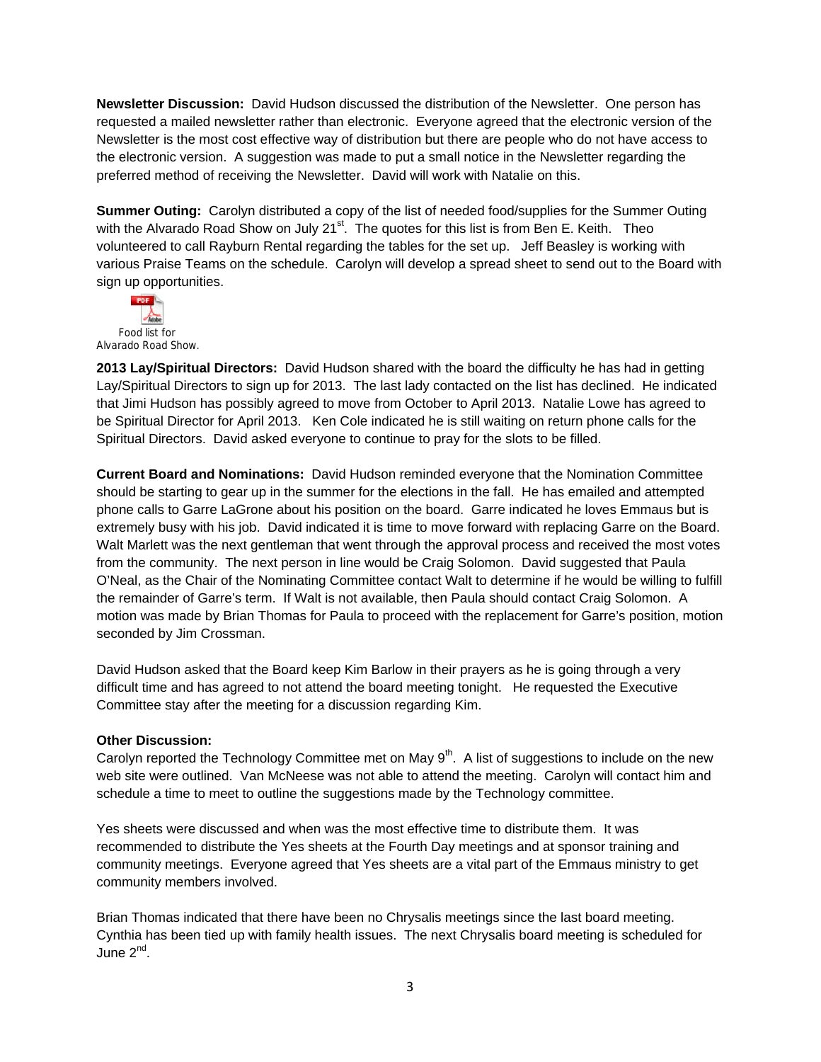**Newsletter Discussion:** David Hudson discussed the distribution of the Newsletter. One person has requested a mailed newsletter rather than electronic. Everyone agreed that the electronic version of the Newsletter is the most cost effective way of distribution but there are people who do not have access to the electronic version. A suggestion was made to put a small notice in the Newsletter regarding the preferred method of receiving the Newsletter. David will work with Natalie on this.

**Summer Outing:** Carolyn distributed a copy of the list of needed food/supplies for the Summer Outing with the Alvarado Road Show on July 21st. The quotes for this list is from Ben E. Keith. Theo volunteered to call Rayburn Rental regarding the tables for the set up. Jeff Beasley is working with various Praise Teams on the schedule. Carolyn will develop a spread sheet to send out to the Board with sign up opportunities.

Food list for Alvarado Road Show.

**2013 Lay/Spiritual Directors:** David Hudson shared with the board the difficulty he has had in getting Lay/Spiritual Directors to sign up for 2013. The last lady contacted on the list has declined. He indicated that Jimi Hudson has possibly agreed to move from October to April 2013. Natalie Lowe has agreed to be Spiritual Director for April 2013. Ken Cole indicated he is still waiting on return phone calls for the Spiritual Directors. David asked everyone to continue to pray for the slots to be filled.

**Current Board and Nominations:** David Hudson reminded everyone that the Nomination Committee should be starting to gear up in the summer for the elections in the fall. He has emailed and attempted phone calls to Garre LaGrone about his position on the board. Garre indicated he loves Emmaus but is extremely busy with his job. David indicated it is time to move forward with replacing Garre on the Board. Walt Marlett was the next gentleman that went through the approval process and received the most votes from the community. The next person in line would be Craig Solomon. David suggested that Paula O'Neal, as the Chair of the Nominating Committee contact Walt to determine if he would be willing to fulfill the remainder of Garre's term. If Walt is not available, then Paula should contact Craig Solomon. A motion was made by Brian Thomas for Paula to proceed with the replacement for Garre's position, motion seconded by Jim Crossman.

David Hudson asked that the Board keep Kim Barlow in their prayers as he is going through a very difficult time and has agreed to not attend the board meeting tonight. He requested the Executive Committee stay after the meeting for a discussion regarding Kim.

**Other Discussion:**

Carolyn reported the Technology Committee met on May 9th. A list of suggestions to include on the new web site were outlined. Van McNeese was not able to attend the meeting. Carolyn will contact him and schedule a time to meet to outline the suggestions made by the Technology committee.

Yes sheets were discussed and when was the most effective time to distribute them. It was recommended to distribute the Yes sheets at the Fourth Day meetings and at sponsor training and community meetings. Everyone agreed that Yes sheets are a vital part of the Emmaus ministry to get community members involved.

Brian Thomas indicated that there have been no Chrysalis meetings since the last board meeting. Cynthia has been tied up with family health issues. The next Chrysalis board meeting is scheduled for June 2nd.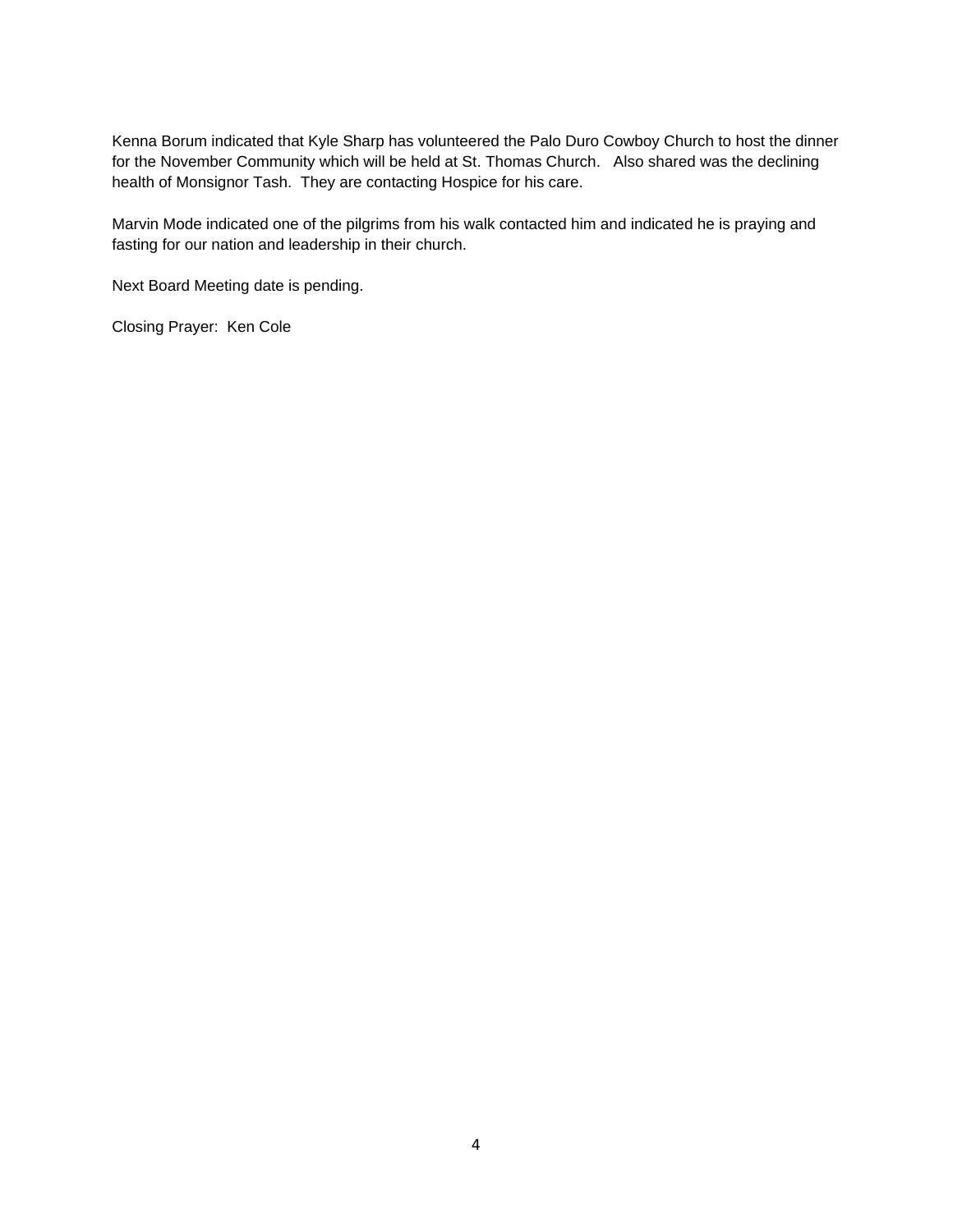Kenna Borum indicated that Kyle Sharp has volunteered the Palo Duro Cowboy Church to host the dinner for the November Community which will be held at St. Thomas Church. Also shared was the declining health of Monsignor Tash. They are contacting Hospice for his care.

Marvin Mode indicated one of the pilgrims from his walk contacted him and indicated he is praying and fasting for our nation and leadership in their church.

Next Board Meeting date is pending.

Closing Prayer: Ken Cole